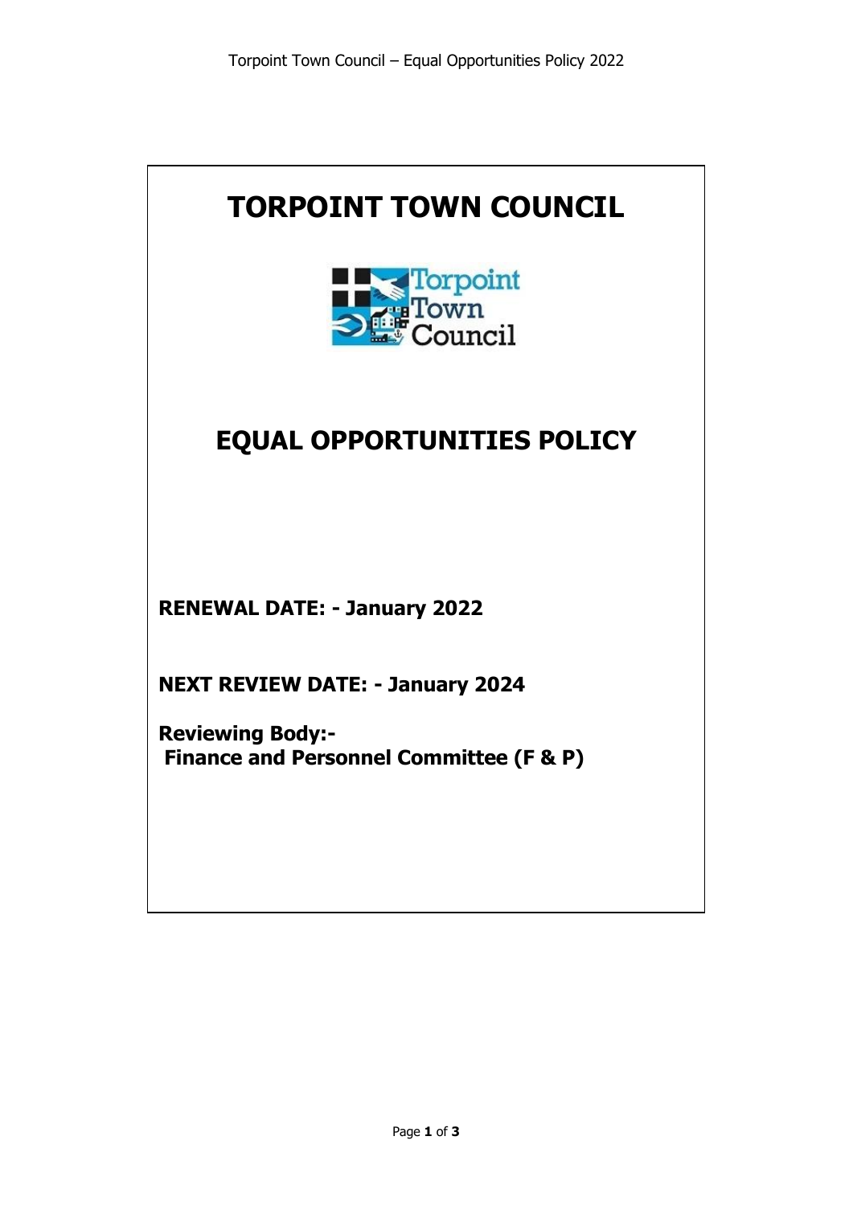# TORPOINT TOWN COUNCIL

# EQUAL OPPORTUNITIES POLICY

**RENEWAL DATE: - January 2022**

**NEXT REVIEW DATE: - January 2024**

**Reviewing Body:-**
**Finance and Personnel Committee (F & P)**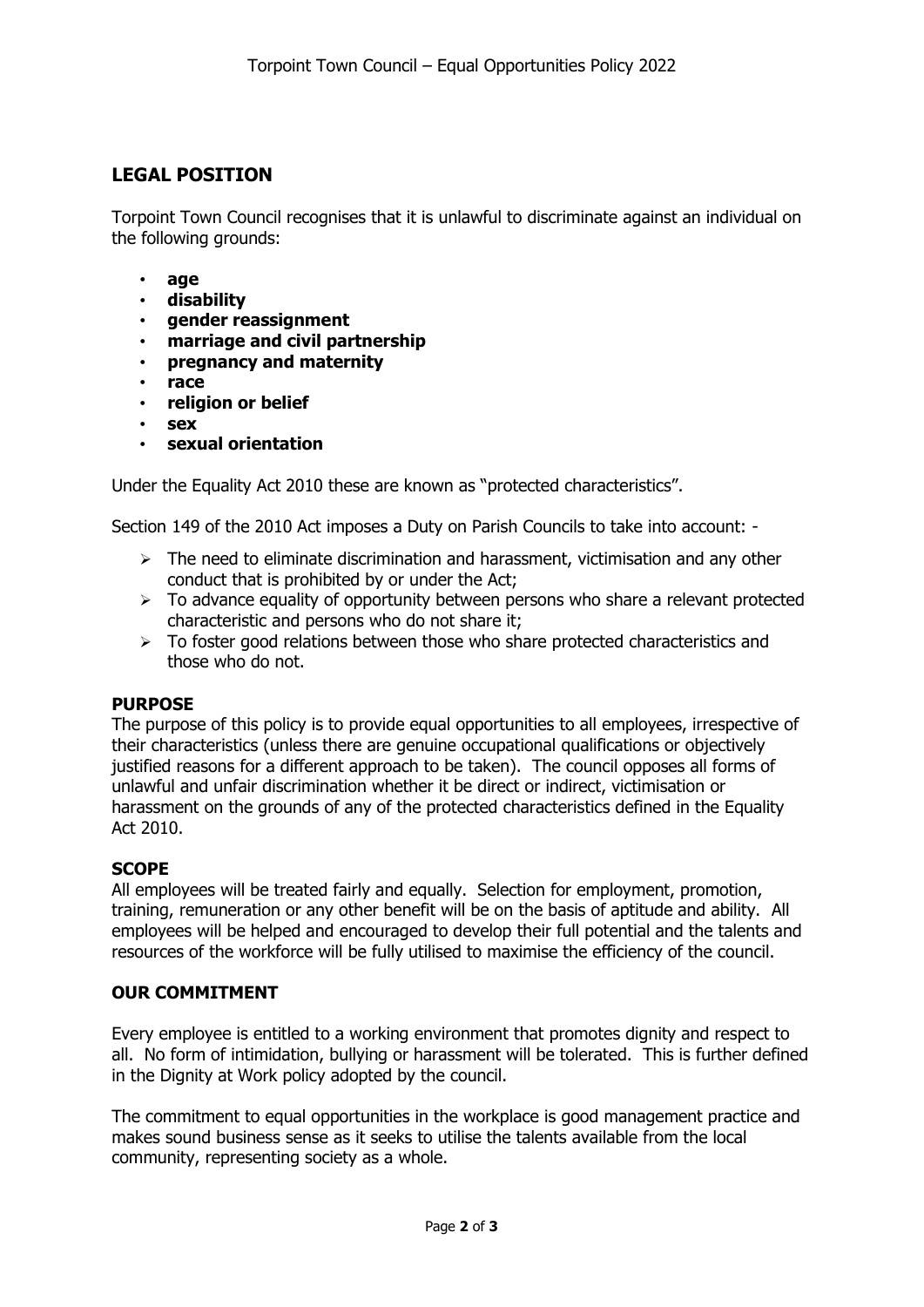## LEGAL POSITION

Torpoint Town Council recognises that it is unlawful to discriminate against an individual on the following grounds:

- **age**
- **disability**
- **gender reassignment**
- **marriage and civil partnership**
- **pregnancy and maternity**
- **race**
- **religion or belief**
- **sex**
- **sexual orientation**

Under the Equality Act 2010 these are known as "protected characteristics".

Section 149 of the 2010 Act imposes a Duty on Parish Councils to take into account: -

- The need to eliminate discrimination and harassment, victimisation and any other conduct that is prohibited by or under the Act;
- To advance equality of opportunity between persons who share a relevant protected characteristic and persons who do not share it;
- To foster good relations between those who share protected characteristics and those who do not.

**PURPOSE**

The purpose of this policy is to provide equal opportunities to all employees, irrespective of their characteristics (unless there are genuine occupational qualifications or objectively justified reasons for a different approach to be taken). The council opposes all forms of unlawful and unfair discrimination whether it be direct or indirect, victimisation or harassment on the grounds of any of the protected characteristics defined in the Equality Act 2010.

**SCOPE**

All employees will be treated fairly and equally. Selection for employment, promotion, training, remuneration or any other benefit will be on the basis of aptitude and ability. All employees will be helped and encouraged to develop their full potential and the talents and resources of the workforce will be fully utilised to maximise the efficiency of the council.

**OUR COMMITMENT**

Every employee is entitled to a working environment that promotes dignity and respect to all. No form of intimidation, bullying or harassment will be tolerated. This is further defined in the Dignity at Work policy adopted by the council.

The commitment to equal opportunities in the workplace is good management practice and makes sound business sense as it seeks to utilise the talents available from the local community, representing society as a whole.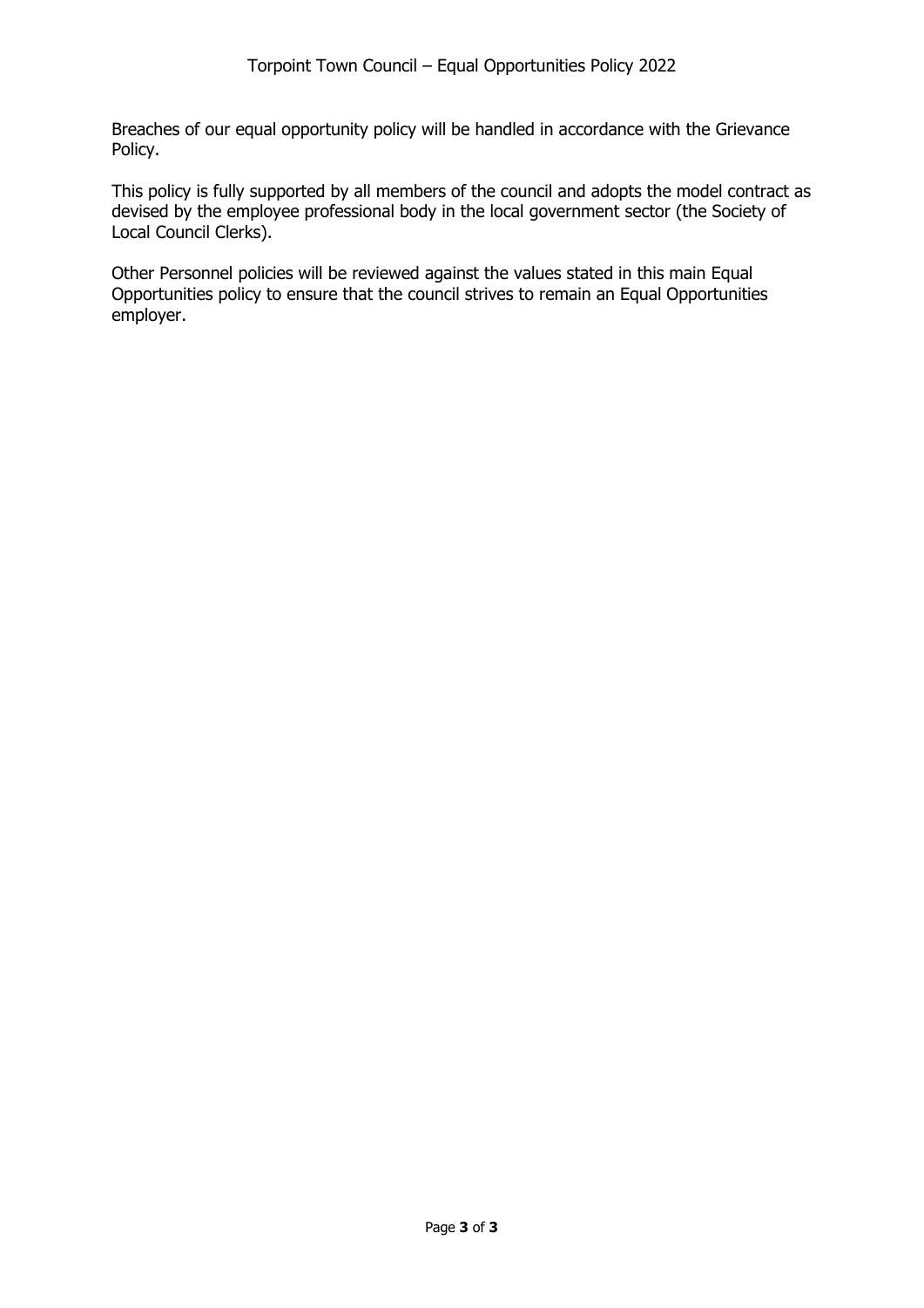Breaches of our equal opportunity policy will be handled in accordance with the Grievance Policy.

This policy is fully supported by all members of the council and adopts the model contract as devised by the employee professional body in the local government sector (the Society of Local Council Clerks).

Other Personnel policies will be reviewed against the values stated in this main Equal Opportunities policy to ensure that the council strives to remain an Equal Opportunities employer.